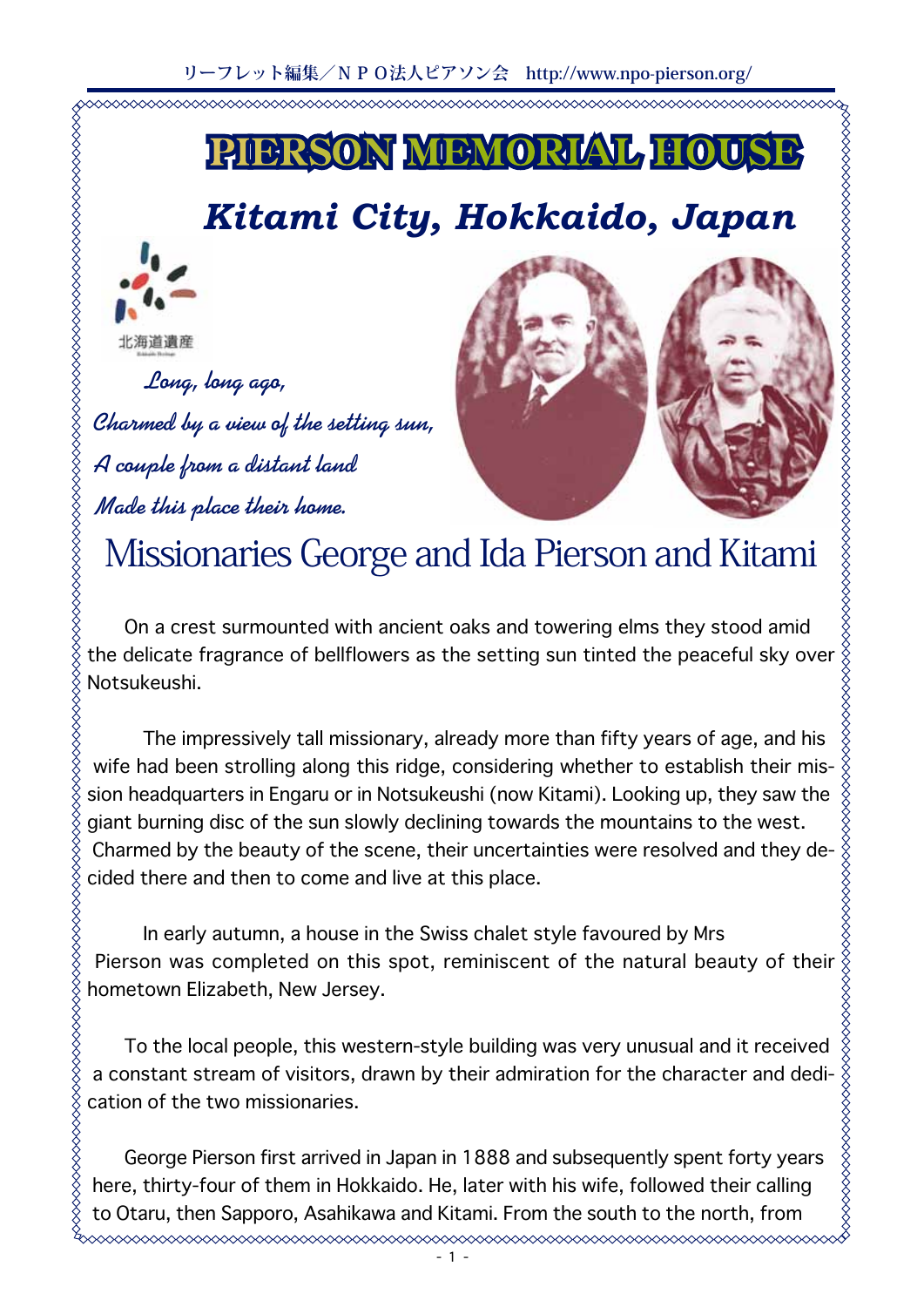リーフレット編集／ＮＰＯ法人ピアソン会　http://www.npo-pierson.org/

# PIERSON MEMORIAL HOUSE

## *Kitami City, Hokkaido, Japan*

北海道遺産

*Long, long ago,*
*Charmed by a view of the setting sun,*
*A couple from a distant land*
*Made this place their home.*

## Missionaries George and Ida Pierson and Kitami

On a crest surmounted with ancient oaks and towering elms they stood amid the delicate fragrance of bellflowers as the setting sun tinted the peaceful sky over Notsukeushi.

The impressively tall missionary, already more than fifty years of age, and his wife had been strolling along this ridge, considering whether to establish their mission headquarters in Engaru or in Notsukeushi (now Kitami). Looking up, they saw the giant burning disc of the sun slowly declining towards the mountains to the west. Charmed by the beauty of the scene, their uncertainties were resolved and they decided there and then to come and live at this place.

In early autumn, a house in the Swiss chalet style favoured by Mrs Pierson was completed on this spot, reminiscent of the natural beauty of their hometown Elizabeth, New Jersey.

To the local people, this western-style building was very unusual and it received a constant stream of visitors, drawn by their admiration for the character and dedication of the two missionaries.

George Pierson first arrived in Japan in 1888 and subsequently spent forty years here, thirty-four of them in Hokkaido. He, later with his wife, followed their calling to Otaru, then Sapporo, Asahikawa and Kitami. From the south to the north, from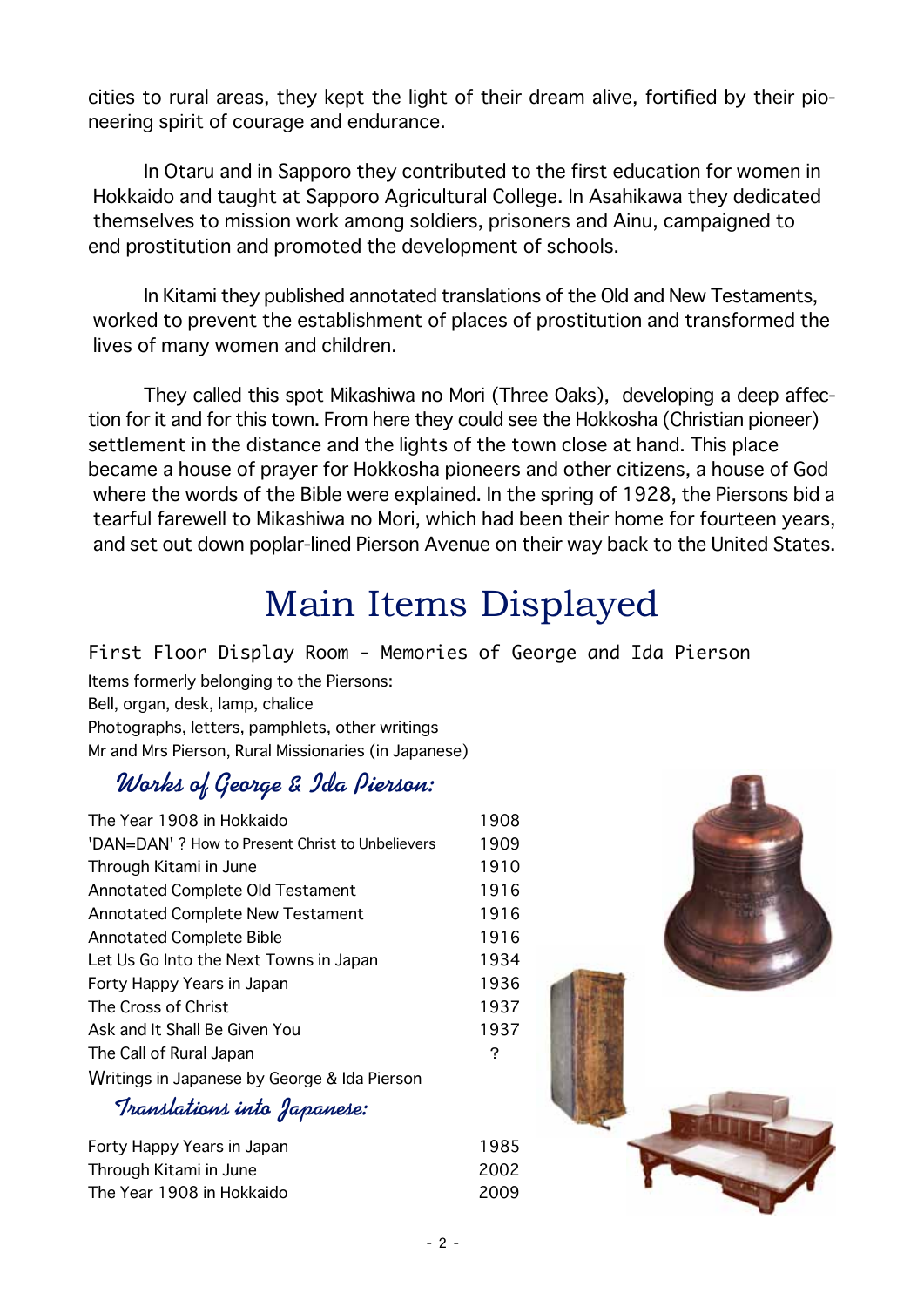cities to rural areas, they kept the light of their dream alive, fortified by their pioneering spirit of courage and endurance.

In Otaru and in Sapporo they contributed to the first education for women in Hokkaido and taught at Sapporo Agricultural College. In Asahikawa they dedicated themselves to mission work among soldiers, prisoners and Ainu, campaigned to end prostitution and promoted the development of schools.

In Kitami they published annotated translations of the Old and New Testaments, worked to prevent the establishment of places of prostitution and transformed the lives of many women and children.

They called this spot Mikashiwa no Mori (Three Oaks), developing a deep affection for it and for this town. From here they could see the Hokkosha (Christian pioneer) settlement in the distance and the lights of the town close at hand. This place became a house of prayer for Hokkosha pioneers and other citizens, a house of God where the words of the Bible were explained. In the spring of 1928, the Piersons bid a tearful farewell to Mikashiwa no Mori, which had been their home for fourteen years, and set out down poplar-lined Pierson Avenue on their way back to the United States.

# Main Items Displayed

## First Floor Display Room - Memories of George and Ida Pierson

Items formerly belonging to the Piersons:
Bell, organ, desk, lamp, chalice
Photographs, letters, pamphlets, other writings
Mr and Mrs Pierson, Rural Missionaries (in Japanese)

### Works of George & Ida Pierson:

| | |
|---|---|
| The Year 1908 in Hokkaido | 1908 |
| 'DAN=DAN' ? How to Present Christ to Unbelievers | 1909 |
| Through Kitami in June | 1910 |
| Annotated Complete Old Testament | 1916 |
| Annotated Complete New Testament | 1916 |
| Annotated Complete Bible | 1916 |
| Let Us Go Into the Next Towns in Japan | 1934 |
| Forty Happy Years in Japan | 1936 |
| The Cross of Christ | 1937 |
| Ask and It Shall Be Given You | 1937 |
| The Call of Rural Japan | ? |

Writings in Japanese by George & Ida Pierson

### Translations into Japanese:

| | |
|---|---|
| Forty Happy Years in Japan | 1985 |
| Through Kitami in June | 2002 |
| The Year 1908 in Hokkaido | 2009 |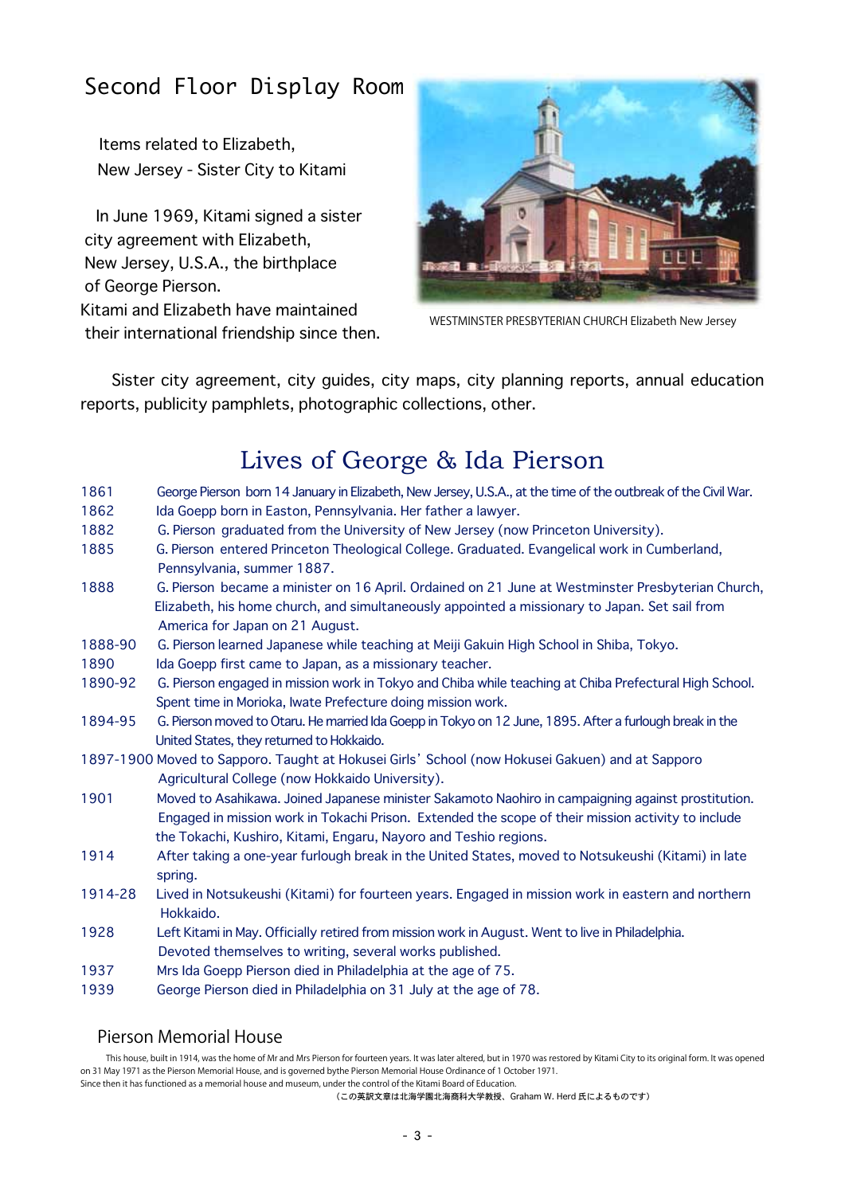# Second Floor Display Room

Items related to Elizabeth,
New Jersey - Sister City to Kitami

In June 1969, Kitami signed a sister city agreement with Elizabeth, New Jersey, U.S.A., the birthplace of George Pierson.
Kitami and Elizabeth have maintained their international friendship since then.

WESTMINSTER PRESBYTERIAN CHURCH Elizabeth New Jersey

Sister city agreement, city guides, city maps, city planning reports, annual education reports, publicity pamphlets, photographic collections, other.

## Lives of George & Ida Pierson

| | |
|---|---|
| 1861 | George Pierson born 14 January in Elizabeth, New Jersey, U.S.A., at the time of the outbreak of the Civil War. |
| 1862 | Ida Goepp born in Easton, Pennsylvania. Her father a lawyer. |
| 1882 | G. Pierson graduated from the University of New Jersey (now Princeton University). |
| 1885 | G. Pierson entered Princeton Theological College. Graduated. Evangelical work in Cumberland, Pennsylvania, summer 1887. |
| 1888 | G. Pierson became a minister on 16 April. Ordained on 21 June at Westminster Presbyterian Church, Elizabeth, his home church, and simultaneously appointed a missionary to Japan. Set sail from America for Japan on 21 August. |
| 1888-90 | G. Pierson learned Japanese while teaching at Meiji Gakuin High School in Shiba, Tokyo. |
| 1890 | Ida Goepp first came to Japan, as a missionary teacher. |
| 1890-92 | G. Pierson engaged in mission work in Tokyo and Chiba while teaching at Chiba Prefectural High School. Spent time in Morioka, Iwate Prefecture doing mission work. |
| 1894-95 | G. Pierson moved to Otaru. He married Ida Goepp in Tokyo on 12 June, 1895. After a furlough break in the United States, they returned to Hokkaido. |
| 1897-1900 | Moved to Sapporo. Taught at Hokusei Girls' School (now Hokusei Gakuen) and at Sapporo Agricultural College (now Hokkaido University). |
| 1901 | Moved to Asahikawa. Joined Japanese minister Sakamoto Naohiro in campaigning against prostitution. Engaged in mission work in Tokachi Prison. Extended the scope of their mission activity to include the Tokachi, Kushiro, Kitami, Engaru, Nayoro and Teshio regions. |
| 1914 | After taking a one-year furlough break in the United States, moved to Notsukeushi (Kitami) in late spring. |
| 1914-28 | Lived in Notsukeushi (Kitami) for fourteen years. Engaged in mission work in eastern and northern Hokkaido. |
| 1928 | Left Kitami in May. Officially retired from mission work in August. Went to live in Philadelphia. Devoted themselves to writing, several works published. |
| 1937 | Mrs Ida Goepp Pierson died in Philadelphia at the age of 75. |
| 1939 | George Pierson died in Philadelphia on 31 July at the age of 78. |

### Pierson Memorial House

This house, built in 1914, was the home of Mr and Mrs Pierson for fourteen years. It was later altered, but in 1970 was restored by Kitami City to its original form. It was opened on 31 May 1971 as the Pierson Memorial House, and is governed bythe Pierson Memorial House Ordinance of 1 October 1971.
Since then it has functioned as a memorial house and museum, under the control of the Kitami Board of Education.

（この英訳文章は北海学園北海商科大学教授、Graham W. Herd 氏によるものです）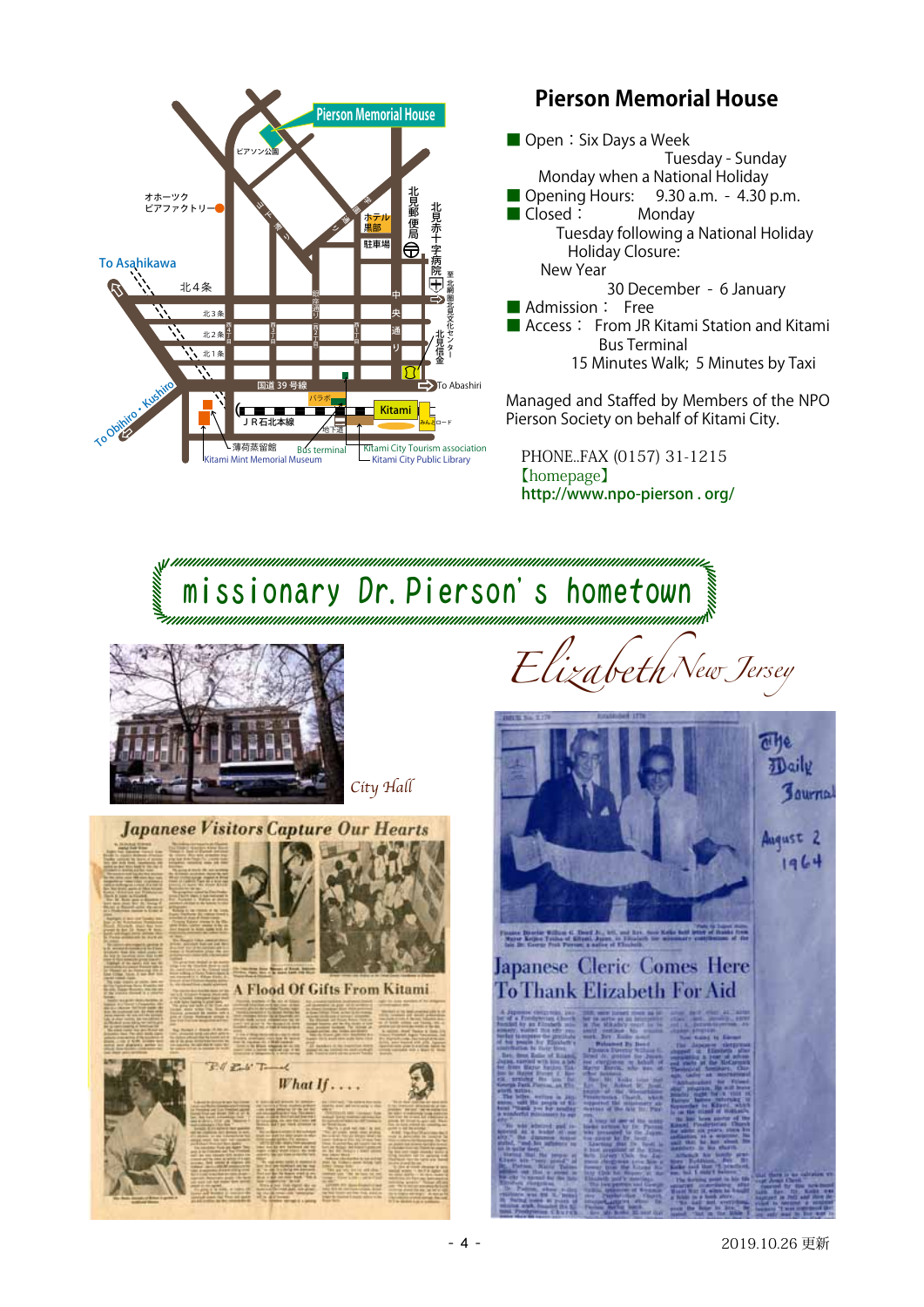## Pierson Memorial House

- **Open**：Six Days a Week
  Tuesday - Sunday
  Monday when a National Holiday
- **Opening Hours:** 9.30 a.m. - 4.30 p.m.
- **Closed**： Monday
  Tuesday following a National Holiday
  Holiday Closure:
  New Year
  30 December - 6 January
- **Admission**： Free
- **Access**： From JR Kitami Station and Kitami Bus Terminal
  15 Minutes Walk; 5 Minutes by Taxi

Managed and Staffed by Members of the NPO Pierson Society on behalf of Kitami City.

PHONE..FAX (0157) 31-1215
【homepage】
http://www.npo-pierson . org/

Pierson Memorial House
ピアソン公園
オホーツク ビアファクトリー
To Asahikawa
北4条
北3条
北2条
北1条
ホテル黒部
駐車場
北見郵便局
北見赤十字病院
北網圏北見文化センター
北見信金
中央通り
To Abashiri
国道39号線
パラボ
Kitami
JR石北本線
地下道
みんとロード
To Obihiro・Kushiro
薄荷蒸留館
Kitami Mint Memorial Museum
Bus terminal
Kitami City Tourism association
Kitami City Public Library

## missionary Dr. Pierson's hometown

*Elizabeth New Jersey*

City Hall

**Japanese Visitors Capture Our Hearts**

**A Flood Of Gifts From Kitami**

*What If....*

The Daily Journal
August 2 1964

**Japanese Cleric Comes Here To Thank Elizabeth For Aid**

2019.10.26 更新